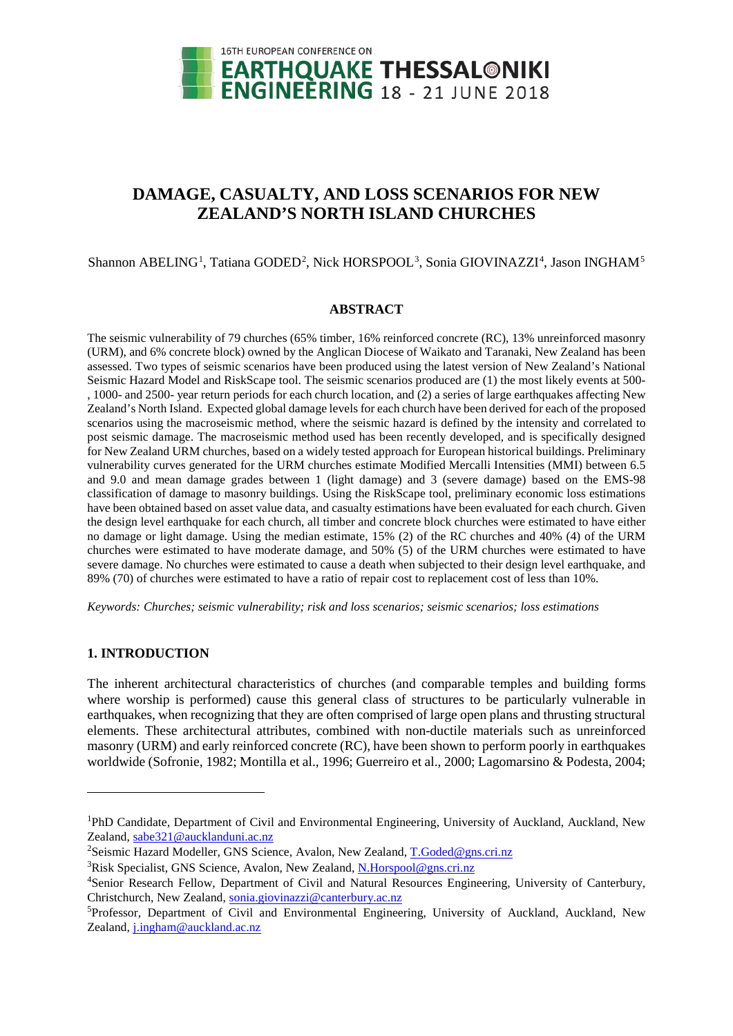# DAMAGE, CASUALTY, AND LOSS SCENARIOS FOR NEW ZEALAND'S NORTH ISLAND CHURCHES

Shannon ABELING[1], Tatiana GODED[2], Nick HORSPOOL[3], Sonia GIOVINAZZI[4], Jason INGHAM[5]

## ABSTRACT

The seismic vulnerability of 79 churches (65% timber, 16% reinforced concrete (RC), 13% unreinforced masonry (URM), and 6% concrete block) owned by the Anglican Diocese of Waikato and Taranaki, New Zealand has been assessed. Two types of seismic scenarios have been produced using the latest version of New Zealand's National Seismic Hazard Model and RiskScape tool. The seismic scenarios produced are (1) the most likely events at 500-, 1000- and 2500- year return periods for each church location, and (2) a series of large earthquakes affecting New Zealand's North Island. Expected global damage levels for each church have been derived for each of the proposed scenarios using the macroseismic method, where the seismic hazard is defined by the intensity and correlated to post seismic damage. The macroseismic method used has been recently developed, and is specifically designed for New Zealand URM churches, based on a widely tested approach for European historical buildings. Preliminary vulnerability curves generated for the URM churches estimate Modified Mercalli Intensities (MMI) between 6.5 and 9.0 and mean damage grades between 1 (light damage) and 3 (severe damage) based on the EMS-98 classification of damage to masonry buildings. Using the RiskScape tool, preliminary economic loss estimations have been obtained based on asset value data, and casualty estimations have been evaluated for each church. Given the design level earthquake for each church, all timber and concrete block churches were estimated to have either no damage or light damage. Using the median estimate, 15% (2) of the RC churches and 40% (4) of the URM churches were estimated to have moderate damage, and 50% (5) of the URM churches were estimated to have severe damage. No churches were estimated to cause a death when subjected to their design level earthquake, and 89% (70) of churches were estimated to have a ratio of repair cost to replacement cost of less than 10%.

*Keywords: Churches; seismic vulnerability; risk and loss scenarios; seismic scenarios; loss estimations*

## 1. INTRODUCTION

The inherent architectural characteristics of churches (and comparable temples and building forms where worship is performed) cause this general class of structures to be particularly vulnerable in earthquakes, when recognizing that they are often comprised of large open plans and thrusting structural elements. These architectural attributes, combined with non-ductile materials such as unreinforced masonry (URM) and early reinforced concrete (RC), have been shown to perform poorly in earthquakes worldwide (Sofronie, 1982; Montilla et al., 1996; Guerreiro et al., 2000; Lagomarsino & Podesta, 2004;

---

[1]PhD Candidate, Department of Civil and Environmental Engineering, University of Auckland, Auckland, New Zealand, sabe321@aucklanduni.ac.nz

[2]Seismic Hazard Modeller, GNS Science, Avalon, New Zealand, T.Goded@gns.cri.nz

[3]Risk Specialist, GNS Science, Avalon, New Zealand, N.Horspool@gns.cri.nz

[4]Senior Research Fellow, Department of Civil and Natural Resources Engineering, University of Canterbury, Christchurch, New Zealand, sonia.giovinazzi@canterbury.ac.nz

[5]Professor, Department of Civil and Environmental Engineering, University of Auckland, Auckland, New Zealand, j.ingham@auckland.ac.nz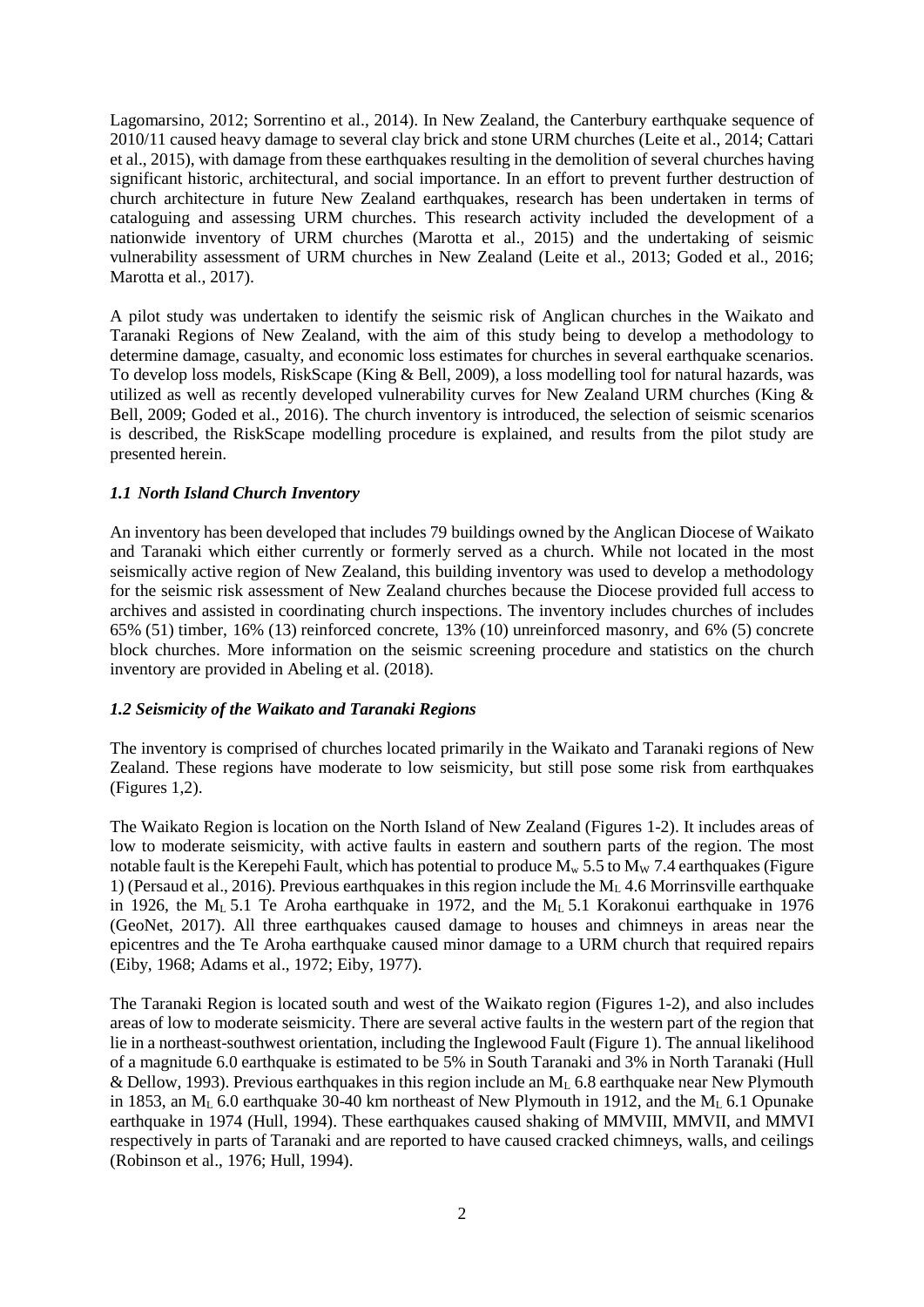Lagomarsino, 2012; Sorrentino et al., 2014). In New Zealand, the Canterbury earthquake sequence of 2010/11 caused heavy damage to several clay brick and stone URM churches (Leite et al., 2014; Cattari et al., 2015), with damage from these earthquakes resulting in the demolition of several churches having significant historic, architectural, and social importance. In an effort to prevent further destruction of church architecture in future New Zealand earthquakes, research has been undertaken in terms of cataloguing and assessing URM churches. This research activity included the development of a nationwide inventory of URM churches (Marotta et al., 2015) and the undertaking of seismic vulnerability assessment of URM churches in New Zealand (Leite et al., 2013; Goded et al., 2016; Marotta et al., 2017).

A pilot study was undertaken to identify the seismic risk of Anglican churches in the Waikato and Taranaki Regions of New Zealand, with the aim of this study being to develop a methodology to determine damage, casualty, and economic loss estimates for churches in several earthquake scenarios. To develop loss models, RiskScape (King & Bell, 2009), a loss modelling tool for natural hazards, was utilized as well as recently developed vulnerability curves for New Zealand URM churches (King & Bell, 2009; Goded et al., 2016). The church inventory is introduced, the selection of seismic scenarios is described, the RiskScape modelling procedure is explained, and results from the pilot study are presented herein.

### *1.1 North Island Church Inventory*

An inventory has been developed that includes 79 buildings owned by the Anglican Diocese of Waikato and Taranaki which either currently or formerly served as a church. While not located in the most seismically active region of New Zealand, this building inventory was used to develop a methodology for the seismic risk assessment of New Zealand churches because the Diocese provided full access to archives and assisted in coordinating church inspections. The inventory includes churches of includes 65% (51) timber, 16% (13) reinforced concrete, 13% (10) unreinforced masonry, and 6% (5) concrete block churches. More information on the seismic screening procedure and statistics on the church inventory are provided in Abeling et al. (2018).

### *1.2 Seismicity of the Waikato and Taranaki Regions*

The inventory is comprised of churches located primarily in the Waikato and Taranaki regions of New Zealand. These regions have moderate to low seismicity, but still pose some risk from earthquakes (Figures 1,2).

The Waikato Region is location on the North Island of New Zealand (Figures 1-2). It includes areas of low to moderate seismicity, with active faults in eastern and southern parts of the region. The most notable fault is the Kerepehi Fault, which has potential to produce $M_w$ 5.5 to $M_W$ 7.4 earthquakes (Figure 1) (Persaud et al., 2016). Previous earthquakes in this region include the $M_L$ 4.6 Morrinsville earthquake in 1926, the $M_L$ 5.1 Te Aroha earthquake in 1972, and the $M_L$ 5.1 Korakonui earthquake in 1976 (GeoNet, 2017). All three earthquakes caused damage to houses and chimneys in areas near the epicentres and the Te Aroha earthquake caused minor damage to a URM church that required repairs (Eiby, 1968; Adams et al., 1972; Eiby, 1977).

The Taranaki Region is located south and west of the Waikato region (Figures 1-2), and also includes areas of low to moderate seismicity. There are several active faults in the western part of the region that lie in a northeast-southwest orientation, including the Inglewood Fault (Figure 1). The annual likelihood of a magnitude 6.0 earthquake is estimated to be 5% in South Taranaki and 3% in North Taranaki (Hull & Dellow, 1993). Previous earthquakes in this region include an $M_L$ 6.8 earthquake near New Plymouth in 1853, an $M_L$ 6.0 earthquake 30-40 km northeast of New Plymouth in 1912, and the $M_L$ 6.1 Opunake earthquake in 1974 (Hull, 1994). These earthquakes caused shaking of MMVIII, MMVII, and MMVI respectively in parts of Taranaki and are reported to have caused cracked chimneys, walls, and ceilings (Robinson et al., 1976; Hull, 1994).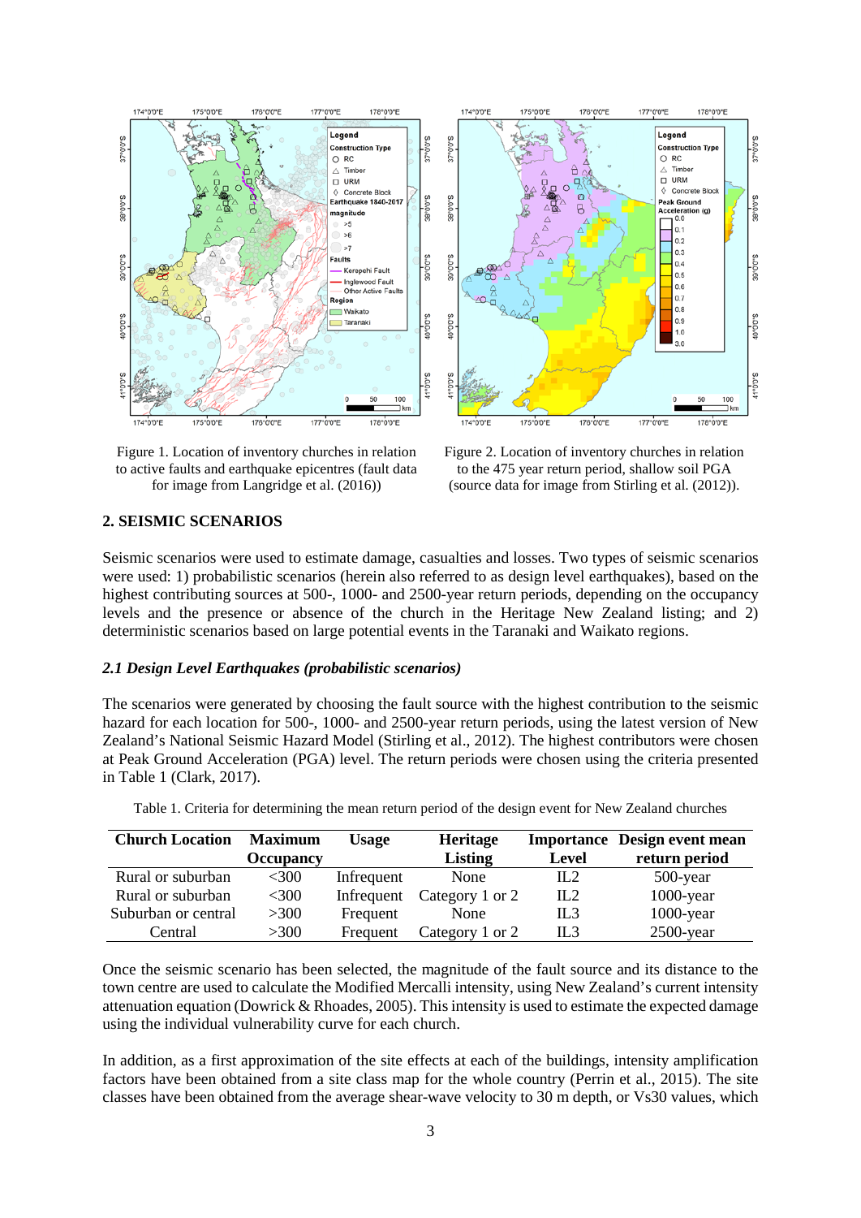Figure 1. Location of inventory churches in relation to active faults and earthquake epicentres (fault data for image from Langridge et al. (2016))

Figure 2. Location of inventory churches in relation to the 475 year return period, shallow soil PGA (source data for image from Stirling et al. (2012)).

## 2. SEISMIC SCENARIOS

Seismic scenarios were used to estimate damage, casualties and losses. Two types of seismic scenarios were used: 1) probabilistic scenarios (herein also referred to as design level earthquakes), based on the highest contributing sources at 500-, 1000- and 2500-year return periods, depending on the occupancy levels and the presence or absence of the church in the Heritage New Zealand listing; and 2) deterministic scenarios based on large potential events in the Taranaki and Waikato regions.

### *2.1 Design Level Earthquakes (probabilistic scenarios)*

The scenarios were generated by choosing the fault source with the highest contribution to the seismic hazard for each location for 500-, 1000- and 2500-year return periods, using the latest version of New Zealand's National Seismic Hazard Model (Stirling et al., 2012). The highest contributors were chosen at Peak Ground Acceleration (PGA) level. The return periods were chosen using the criteria presented in Table 1 (Clark, 2017).

Table 1. Criteria for determining the mean return period of the design event for New Zealand churches

| Church Location | Maximum Occupancy | Usage | Heritage Listing | Importance Level | Design event mean return period |
|---|---|---|---|---|---|
| Rural or suburban | <300 | Infrequent | None | IL2 | 500-year |
| Rural or suburban | <300 | Infrequent | Category 1 or 2 | IL2 | 1000-year |
| Suburban or central | >300 | Frequent | None | IL3 | 1000-year |
| Central | >300 | Frequent | Category 1 or 2 | IL3 | 2500-year |

Once the seismic scenario has been selected, the magnitude of the fault source and its distance to the town centre are used to calculate the Modified Mercalli intensity, using New Zealand's current intensity attenuation equation (Dowrick & Rhoades, 2005). This intensity is used to estimate the expected damage using the individual vulnerability curve for each church.

In addition, as a first approximation of the site effects at each of the buildings, intensity amplification factors have been obtained from a site class map for the whole country (Perrin et al., 2015). The site classes have been obtained from the average shear-wave velocity to 30 m depth, or Vs30 values, which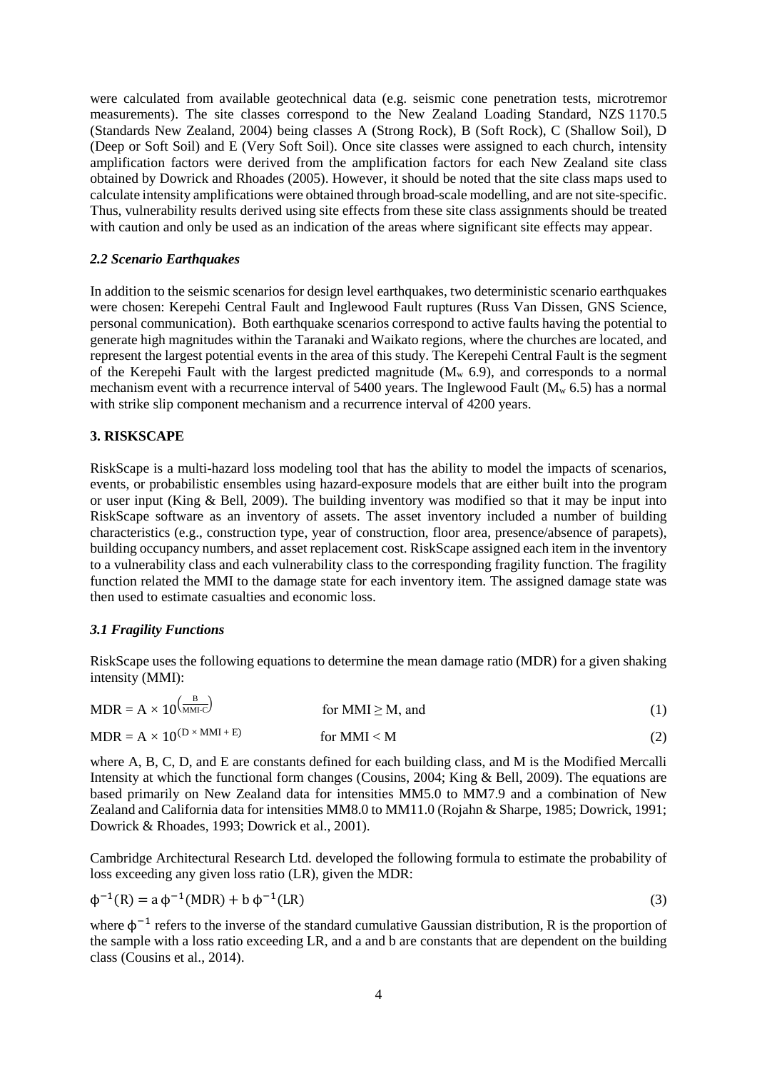were calculated from available geotechnical data (e.g. seismic cone penetration tests, microtremor measurements). The site classes correspond to the New Zealand Loading Standard, NZS 1170.5 (Standards New Zealand, 2004) being classes A (Strong Rock), B (Soft Rock), C (Shallow Soil), D (Deep or Soft Soil) and E (Very Soft Soil). Once site classes were assigned to each church, intensity amplification factors were derived from the amplification factors for each New Zealand site class obtained by Dowrick and Rhoades (2005). However, it should be noted that the site class maps used to calculate intensity amplifications were obtained through broad-scale modelling, and are not site-specific. Thus, vulnerability results derived using site effects from these site class assignments should be treated with caution and only be used as an indication of the areas where significant site effects may appear.

### *2.2 Scenario Earthquakes*

In addition to the seismic scenarios for design level earthquakes, two deterministic scenario earthquakes were chosen: Kerepehi Central Fault and Inglewood Fault ruptures (Russ Van Dissen, GNS Science, personal communication). Both earthquake scenarios correspond to active faults having the potential to generate high magnitudes within the Taranaki and Waikato regions, where the churches are located, and represent the largest potential events in the area of this study. The Kerepehi Central Fault is the segment of the Kerepehi Fault with the largest predicted magnitude ($M_w$ 6.9), and corresponds to a normal mechanism event with a recurrence interval of 5400 years. The Inglewood Fault ($M_w$ 6.5) has a normal with strike slip component mechanism and a recurrence interval of 4200 years.

## 3. RISKSCAPE

RiskScape is a multi-hazard loss modeling tool that has the ability to model the impacts of scenarios, events, or probabilistic ensembles using hazard-exposure models that are either built into the program or user input (King & Bell, 2009). The building inventory was modified so that it may be input into RiskScape software as an inventory of assets. The asset inventory included a number of building characteristics (e.g., construction type, year of construction, floor area, presence/absence of parapets), building occupancy numbers, and asset replacement cost. RiskScape assigned each item in the inventory to a vulnerability class and each vulnerability class to the corresponding fragility function. The fragility function related the MMI to the damage state for each inventory item. The assigned damage state was then used to estimate casualties and economic loss.

### *3.1 Fragility Functions*

RiskScape uses the following equations to determine the mean damage ratio (MDR) for a given shaking intensity (MMI):

$$\mathrm{MDR} = \mathrm{A} \times 10^{\left(\frac{\mathrm{B}}{\mathrm{MMI-C}}\right)} \qquad \text{for MMI} \geq \mathrm{M, and} \tag{1}$$

$$\mathrm{MDR} = \mathrm{A} \times 10^{(\mathrm{D} \times \mathrm{MMI} + \mathrm{E})} \qquad \text{for MMI} < \mathrm{M} \tag{2}$$

where A, B, C, D, and E are constants defined for each building class, and M is the Modified Mercalli Intensity at which the functional form changes (Cousins, 2004; King & Bell, 2009). The equations are based primarily on New Zealand data for intensities MM5.0 to MM7.9 and a combination of New Zealand and California data for intensities MM8.0 to MM11.0 (Rojahn & Sharpe, 1985; Dowrick, 1991; Dowrick & Rhoades, 1993; Dowrick et al., 2001).

Cambridge Architectural Research Ltd. developed the following formula to estimate the probability of loss exceeding any given loss ratio (LR), given the MDR:

$$\phi^{-1}(\mathrm{R}) = \mathrm{a}\,\phi^{-1}(\mathrm{MDR}) + \mathrm{b}\,\phi^{-1}(\mathrm{LR}) \tag{3}$$

where $\phi^{-1}$ refers to the inverse of the standard cumulative Gaussian distribution, R is the proportion of the sample with a loss ratio exceeding LR, and a and b are constants that are dependent on the building class (Cousins et al., 2014).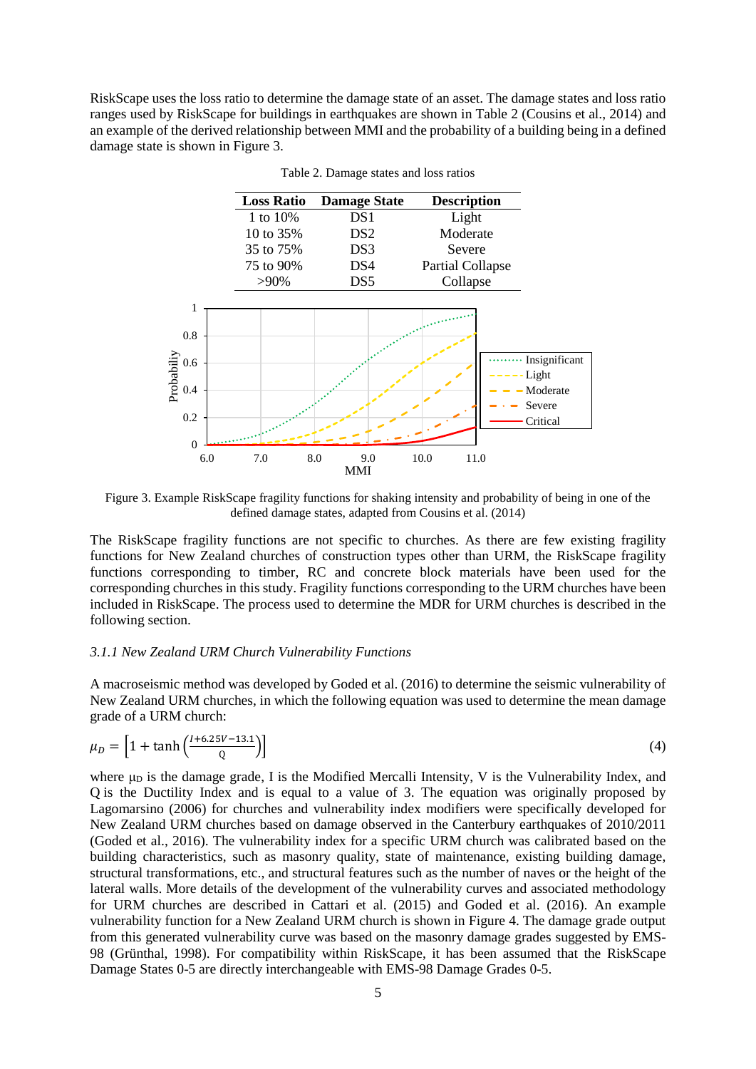RiskScape uses the loss ratio to determine the damage state of an asset. The damage states and loss ratio ranges used by RiskScape for buildings in earthquakes are shown in Table 2 (Cousins et al., 2014) and an example of the derived relationship between MMI and the probability of a building being in a defined damage state is shown in Figure 3.

Table 2. Damage states and loss ratios

| Loss Ratio | Damage State | Description |
|---|---|---|
| 1 to 10% | DS1 | Light |
| 10 to 35% | DS2 | Moderate |
| 35 to 75% | DS3 | Severe |
| 75 to 90% | DS4 | Partial Collapse |
| >90% | DS5 | Collapse |

Figure 3. Example RiskScape fragility functions for shaking intensity and probability of being in one of the defined damage states, adapted from Cousins et al. (2014)

The RiskScape fragility functions are not specific to churches. As there are few existing fragility functions for New Zealand churches of construction types other than URM, the RiskScape fragility functions corresponding to timber, RC and concrete block materials have been used for the corresponding churches in this study. Fragility functions corresponding to the URM churches have been included in RiskScape. The process used to determine the MDR for URM churches is described in the following section.

### *3.1.1 New Zealand URM Church Vulnerability Functions*

A macroseismic method was developed by Goded et al. (2016) to determine the seismic vulnerability of New Zealand URM churches, in which the following equation was used to determine the mean damage grade of a URM church:

$$\mu_D = \left[1 + \tanh\left(\frac{I + 6.25V - 13.1}{Q}\right)\right] \tag{4}$$

where $\mu_D$ is the damage grade, I is the Modified Mercalli Intensity, V is the Vulnerability Index, and Q is the Ductility Index and is equal to a value of 3. The equation was originally proposed by Lagomarsino (2006) for churches and vulnerability index modifiers were specifically developed for New Zealand URM churches based on damage observed in the Canterbury earthquakes of 2010/2011 (Goded et al., 2016). The vulnerability index for a specific URM church was calibrated based on the building characteristics, such as masonry quality, state of maintenance, existing building damage, structural transformations, etc., and structural features such as the number of naves or the height of the lateral walls. More details of the development of the vulnerability curves and associated methodology for URM churches are described in Cattari et al. (2015) and Goded et al. (2016). An example vulnerability function for a New Zealand URM church is shown in Figure 4. The damage grade output from this generated vulnerability curve was based on the masonry damage grades suggested by EMS-98 (Grünthal, 1998). For compatibility within RiskScape, it has been assumed that the RiskScape Damage States 0-5 are directly interchangeable with EMS-98 Damage Grades 0-5.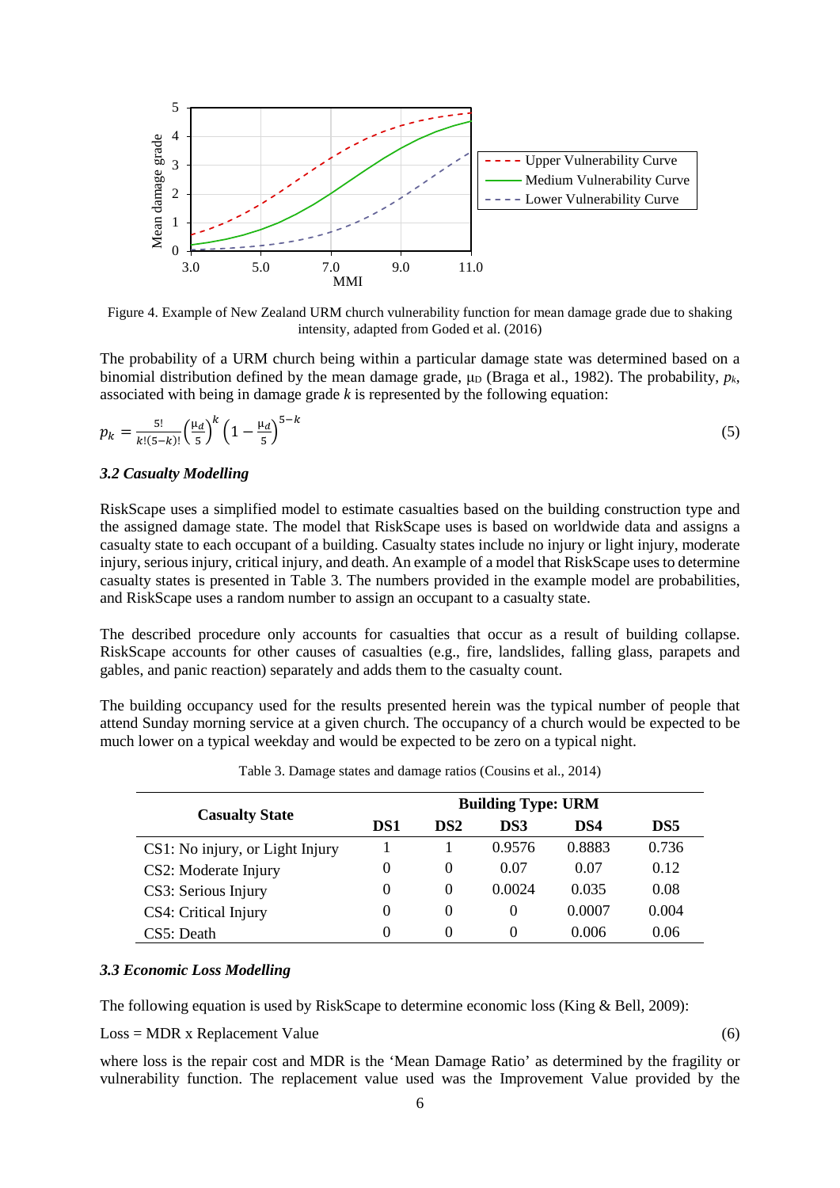Figure 4. Example of New Zealand URM church vulnerability function for mean damage grade due to shaking intensity, adapted from Goded et al. (2016)

The probability of a URM church being within a particular damage state was determined based on a binomial distribution defined by the mean damage grade, $\mu_D$ (Braga et al., 1982). The probability, $p_k$, associated with being in damage grade $k$ is represented by the following equation:

$$p_k = \frac{5!}{k!(5-k)!}\left(\frac{\mu_d}{5}\right)^k\left(1-\frac{\mu_d}{5}\right)^{5-k} \tag{5}$$

### *3.2 Casualty Modelling*

RiskScape uses a simplified model to estimate casualties based on the building construction type and the assigned damage state. The model that RiskScape uses is based on worldwide data and assigns a casualty state to each occupant of a building. Casualty states include no injury or light injury, moderate injury, serious injury, critical injury, and death. An example of a model that RiskScape uses to determine casualty states is presented in Table 3. The numbers provided in the example model are probabilities, and RiskScape uses a random number to assign an occupant to a casualty state.

The described procedure only accounts for casualties that occur as a result of building collapse. RiskScape accounts for other causes of casualties (e.g., fire, landslides, falling glass, parapets and gables, and panic reaction) separately and adds them to the casualty count.

The building occupancy used for the results presented herein was the typical number of people that attend Sunday morning service at a given church. The occupancy of a church would be expected to be much lower on a typical weekday and would be expected to be zero on a typical night.

Table 3. Damage states and damage ratios (Cousins et al., 2014)

| **Casualty State** | **Building Type: URM** | | | | |
|---|---|---|---|---|---|
| | **DS1** | **DS2** | **DS3** | **DS4** | **DS5** |
| CS1: No injury, or Light Injury | 1 | 1 | 0.9576 | 0.8883 | 0.736 |
| CS2: Moderate Injury | 0 | 0 | 0.07 | 0.07 | 0.12 |
| CS3: Serious Injury | 0 | 0 | 0.0024 | 0.035 | 0.08 |
| CS4: Critical Injury | 0 | 0 | 0 | 0.0007 | 0.004 |
| CS5: Death | 0 | 0 | 0 | 0.006 | 0.06 |

### *3.3 Economic Loss Modelling*

The following equation is used by RiskScape to determine economic loss (King & Bell, 2009):

Loss = MDR x Replacement Value (6)

where loss is the repair cost and MDR is the 'Mean Damage Ratio' as determined by the fragility or vulnerability function. The replacement value used was the Improvement Value provided by the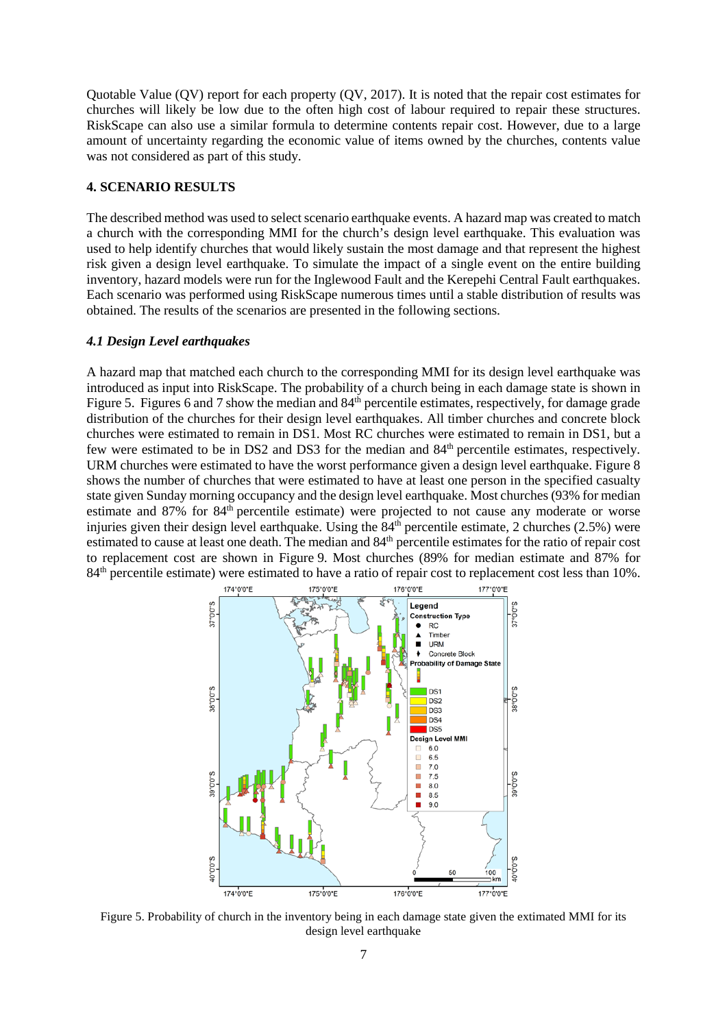Quotable Value (QV) report for each property (QV, 2017). It is noted that the repair cost estimates for churches will likely be low due to the often high cost of labour required to repair these structures. RiskScape can also use a similar formula to determine contents repair cost. However, due to a large amount of uncertainty regarding the economic value of items owned by the churches, contents value was not considered as part of this study.

## 4. SCENARIO RESULTS

The described method was used to select scenario earthquake events. A hazard map was created to match a church with the corresponding MMI for the church's design level earthquake. This evaluation was used to help identify churches that would likely sustain the most damage and that represent the highest risk given a design level earthquake. To simulate the impact of a single event on the entire building inventory, hazard models were run for the Inglewood Fault and the Kerepehi Central Fault earthquakes. Each scenario was performed using RiskScape numerous times until a stable distribution of results was obtained. The results of the scenarios are presented in the following sections.

### *4.1 Design Level earthquakes*

A hazard map that matched each church to the corresponding MMI for its design level earthquake was introduced as input into RiskScape. The probability of a church being in each damage state is shown in Figure 5. Figures 6 and 7 show the median and 84th percentile estimates, respectively, for damage grade distribution of the churches for their design level earthquakes. All timber churches and concrete block churches were estimated to remain in DS1. Most RC churches were estimated to remain in DS1, but a few were estimated to be in DS2 and DS3 for the median and 84th percentile estimates, respectively. URM churches were estimated to have the worst performance given a design level earthquake. Figure 8 shows the number of churches that were estimated to have at least one person in the specified casualty state given Sunday morning occupancy and the design level earthquake. Most churches (93% for median estimate and 87% for 84th percentile estimate) were projected to not cause any moderate or worse injuries given their design level earthquake. Using the 84th percentile estimate, 2 churches (2.5%) were estimated to cause at least one death. The median and 84th percentile estimates for the ratio of repair cost to replacement cost are shown in Figure 9. Most churches (89% for median estimate and 87% for 84th percentile estimate) were estimated to have a ratio of repair cost to replacement cost less than 10%.

Figure 5. Probability of church in the inventory being in each damage state given the extimated MMI for its design level earthquake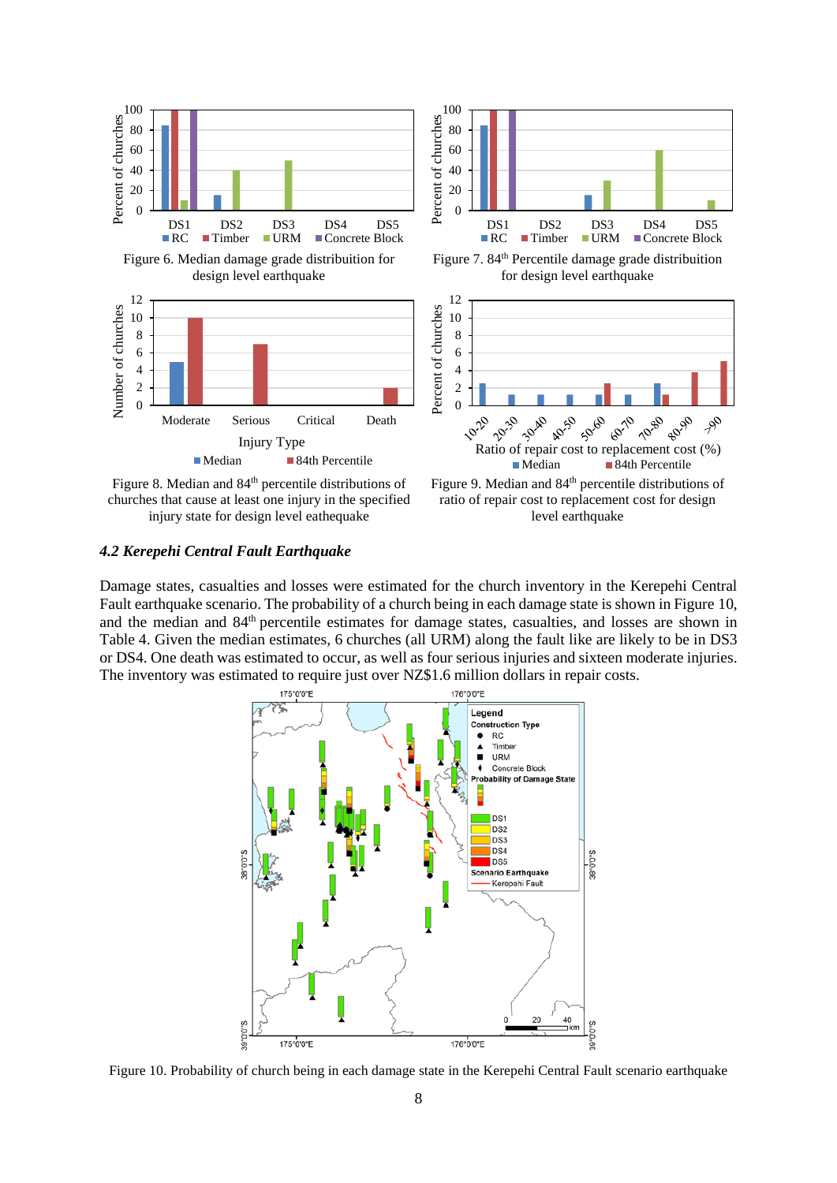Figure 6. Median damage grade distribiution for design level earthquake

Figure 7. 84th Percentile damage grade distribiution for design level earthquake

Figure 8. Median and 84th percentile distributions of churches that cause at least one injury in the specified injury state for design level eathequake

Figure 9. Median and 84th percentile distributions of ratio of repair cost to replacement cost for design level earthquake

### *4.2 Kerepehi Central Fault Earthquake*

Damage states, casualties and losses were estimated for the church inventory in the Kerepehi Central Fault earthquake scenario. The probability of a church being in each damage state is shown in Figure 10, and the median and 84th percentile estimates for damage states, casualties, and losses are shown in Table 4. Given the median estimates, 6 churches (all URM) along the fault like are likely to be in DS3 or DS4. One death was estimated to occur, as well as four serious injuries and sixteen moderate injuries. The inventory was estimated to require just over NZ$1.6 million dollars in repair costs.

Figure 10. Probability of church being in each damage state in the Kerepehi Central Fault scenario earthquake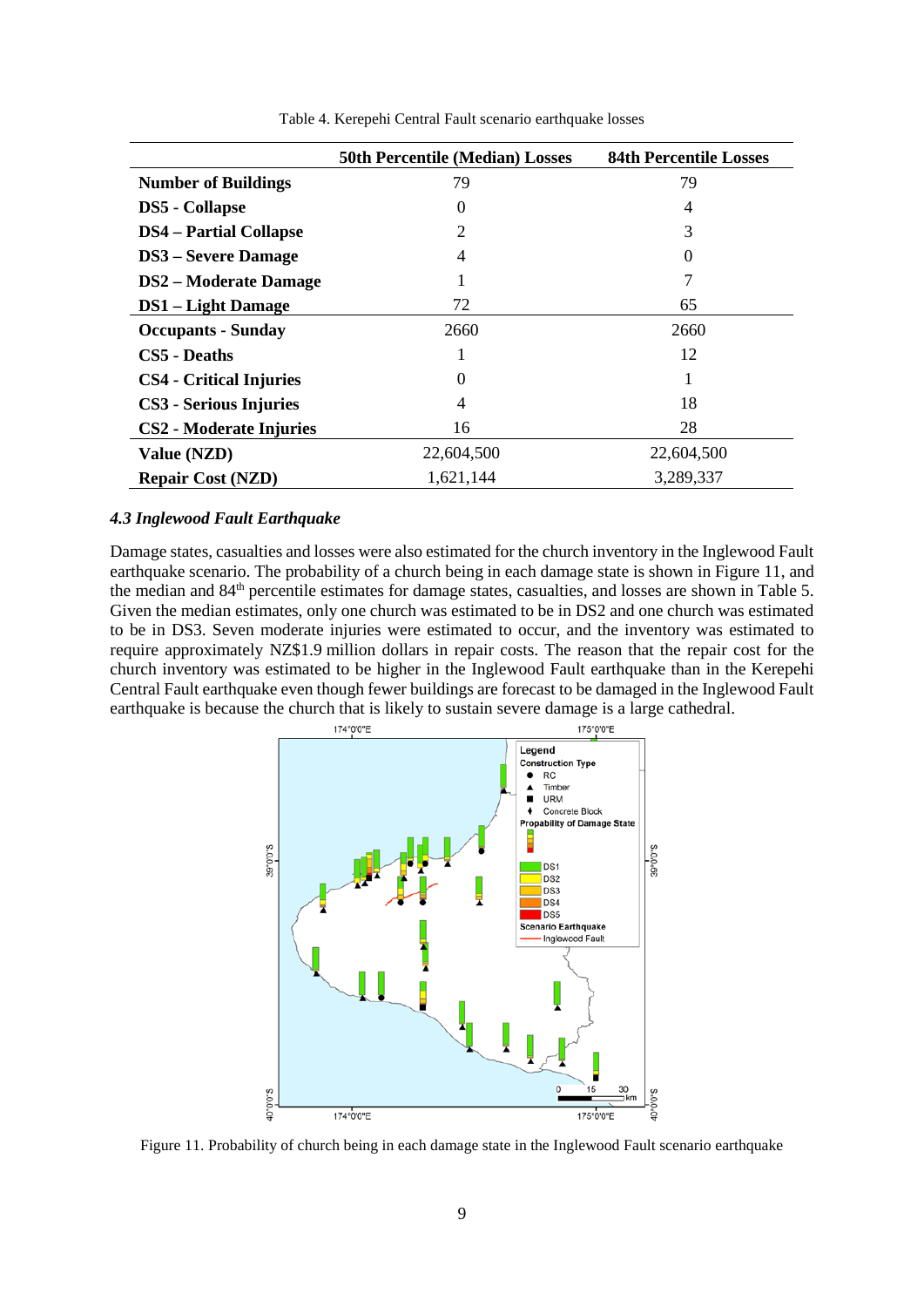Table 4. Kerepehi Central Fault scenario earthquake losses

| | 50th Percentile (Median) Losses | 84th Percentile Losses |
|---|---|---|
| **Number of Buildings** | 79 | 79 |
| **DS5 - Collapse** | 0 | 4 |
| **DS4 – Partial Collapse** | 2 | 3 |
| **DS3 – Severe Damage** | 4 | 0 |
| **DS2 – Moderate Damage** | 1 | 7 |
| **DS1 – Light Damage** | 72 | 65 |
| **Occupants - Sunday** | 2660 | 2660 |
| **CS5 - Deaths** | 1 | 12 |
| **CS4 - Critical Injuries** | 0 | 1 |
| **CS3 - Serious Injuries** | 4 | 18 |
| **CS2 - Moderate Injuries** | 16 | 28 |
| **Value (NZD)** | 22,604,500 | 22,604,500 |
| **Repair Cost (NZD)** | 1,621,144 | 3,289,337 |

### *4.3 Inglewood Fault Earthquake*

Damage states, casualties and losses were also estimated for the church inventory in the Inglewood Fault earthquake scenario. The probability of a church being in each damage state is shown in Figure 11, and the median and 84th percentile estimates for damage states, casualties, and losses are shown in Table 5. Given the median estimates, only one church was estimated to be in DS2 and one church was estimated to be in DS3. Seven moderate injuries were estimated to occur, and the inventory was estimated to require approximately NZ$1.9 million dollars in repair costs. The reason that the repair cost for the church inventory was estimated to be higher in the Inglewood Fault earthquake than in the Kerepehi Central Fault earthquake even though fewer buildings are forecast to be damaged in the Inglewood Fault earthquake is because the church that is likely to sustain severe damage is a large cathedral.

Figure 11. Probability of church being in each damage state in the Inglewood Fault scenario earthquake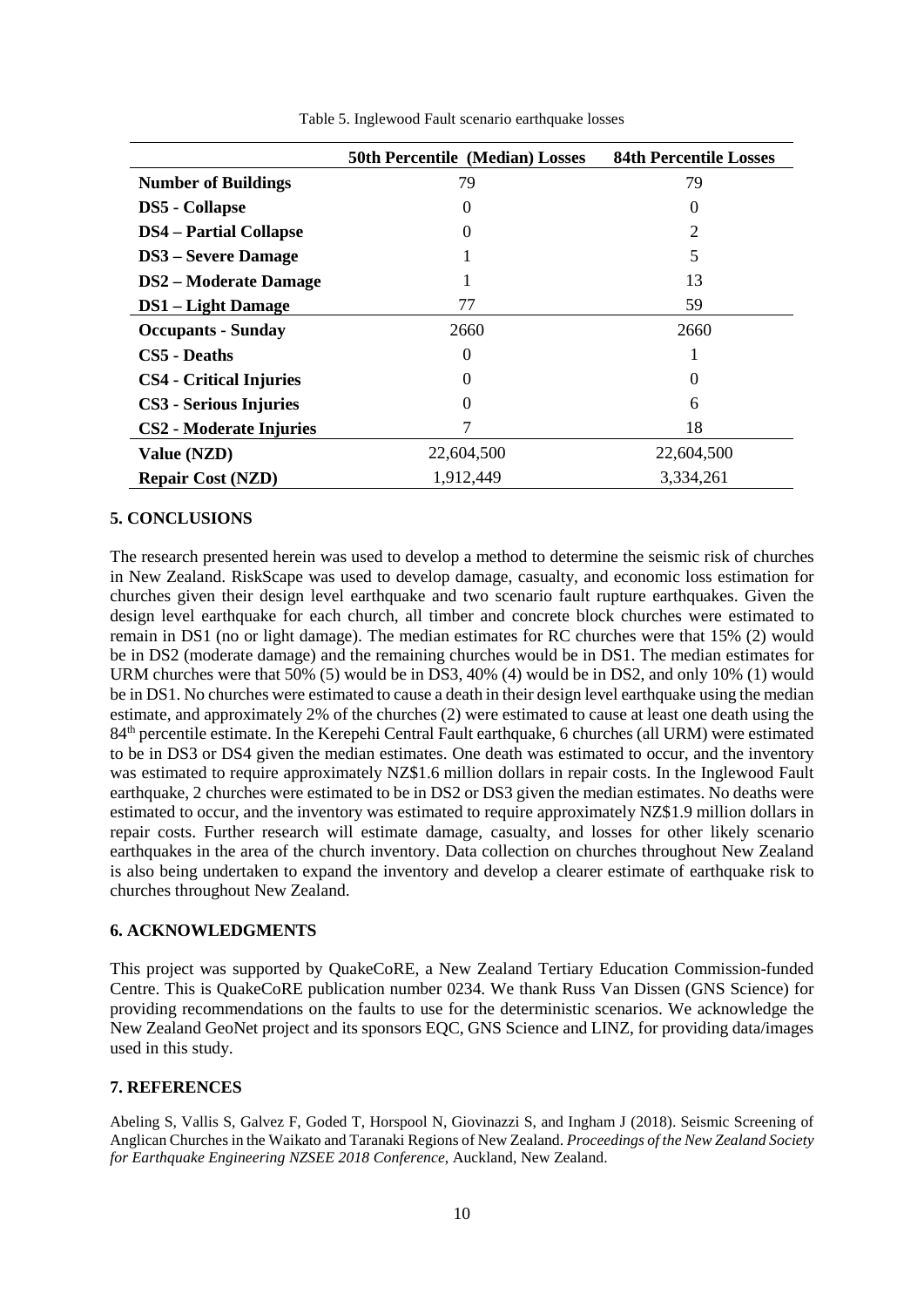Table 5. Inglewood Fault scenario earthquake losses

| | 50th Percentile (Median) Losses | 84th Percentile Losses |
|---|---|---|
| **Number of Buildings** | 79 | 79 |
| **DS5 - Collapse** | 0 | 0 |
| **DS4 – Partial Collapse** | 0 | 2 |
| **DS3 – Severe Damage** | 1 | 5 |
| **DS2 – Moderate Damage** | 1 | 13 |
| **DS1 – Light Damage** | 77 | 59 |
| **Occupants - Sunday** | 2660 | 2660 |
| **CS5 - Deaths** | 0 | 1 |
| **CS4 - Critical Injuries** | 0 | 0 |
| **CS3 - Serious Injuries** | 0 | 6 |
| **CS2 - Moderate Injuries** | 7 | 18 |
| **Value (NZD)** | 22,604,500 | 22,604,500 |
| **Repair Cost (NZD)** | 1,912,449 | 3,334,261 |

## 5. CONCLUSIONS

The research presented herein was used to develop a method to determine the seismic risk of churches in New Zealand. RiskScape was used to develop damage, casualty, and economic loss estimation for churches given their design level earthquake and two scenario fault rupture earthquakes. Given the design level earthquake for each church, all timber and concrete block churches were estimated to remain in DS1 (no or light damage). The median estimates for RC churches were that 15% (2) would be in DS2 (moderate damage) and the remaining churches would be in DS1. The median estimates for URM churches were that 50% (5) would be in DS3, 40% (4) would be in DS2, and only 10% (1) would be in DS1. No churches were estimated to cause a death in their design level earthquake using the median estimate, and approximately 2% of the churches (2) were estimated to cause at least one death using the 84th percentile estimate. In the Kerepehi Central Fault earthquake, 6 churches (all URM) were estimated to be in DS3 or DS4 given the median estimates. One death was estimated to occur, and the inventory was estimated to require approximately NZ$1.6 million dollars in repair costs. In the Inglewood Fault earthquake, 2 churches were estimated to be in DS2 or DS3 given the median estimates. No deaths were estimated to occur, and the inventory was estimated to require approximately NZ$1.9 million dollars in repair costs. Further research will estimate damage, casualty, and losses for other likely scenario earthquakes in the area of the church inventory. Data collection on churches throughout New Zealand is also being undertaken to expand the inventory and develop a clearer estimate of earthquake risk to churches throughout New Zealand.

## 6. ACKNOWLEDGMENTS

This project was supported by QuakeCoRE, a New Zealand Tertiary Education Commission-funded Centre. This is QuakeCoRE publication number 0234. We thank Russ Van Dissen (GNS Science) for providing recommendations on the faults to use for the deterministic scenarios. We acknowledge the New Zealand GeoNet project and its sponsors EQC, GNS Science and LINZ, for providing data/images used in this study.

## 7. REFERENCES

Abeling S, Vallis S, Galvez F, Goded T, Horspool N, Giovinazzi S, and Ingham J (2018). Seismic Screening of Anglican Churches in the Waikato and Taranaki Regions of New Zealand. *Proceedings of the New Zealand Society for Earthquake Engineering NZSEE 2018 Conference*, Auckland, New Zealand.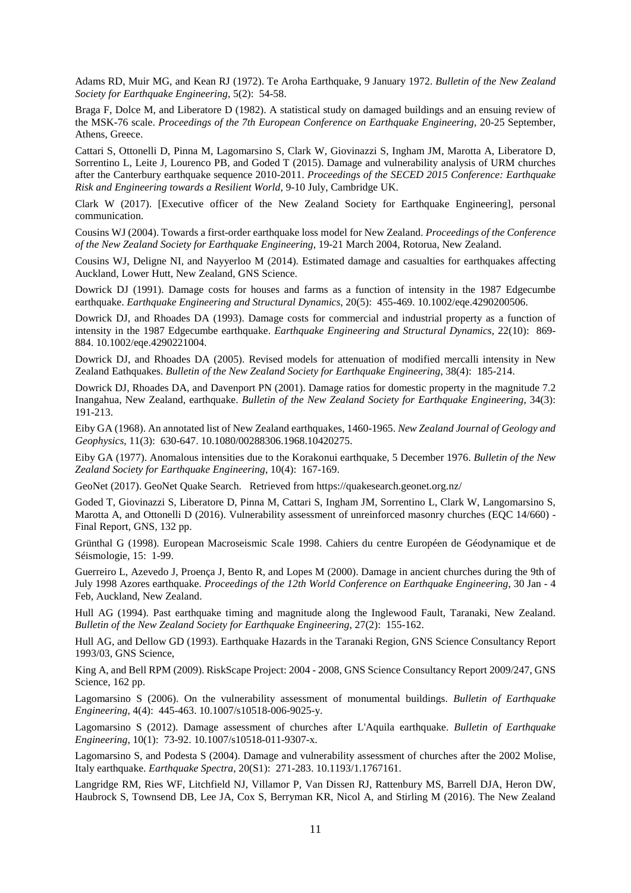Adams RD, Muir MG, and Kean RJ (1972). Te Aroha Earthquake, 9 January 1972. *Bulletin of the New Zealand Society for Earthquake Engineering*, 5(2): 54-58.

Braga F, Dolce M, and Liberatore D (1982). A statistical study on damaged buildings and an ensuing review of the MSK-76 scale. *Proceedings of the 7th European Conference on Earthquake Engineering*, 20-25 September, Athens, Greece.

Cattari S, Ottonelli D, Pinna M, Lagomarsino S, Clark W, Giovinazzi S, Ingham JM, Marotta A, Liberatore D, Sorrentino L, Leite J, Lourenco PB, and Goded T (2015). Damage and vulnerability analysis of URM churches after the Canterbury earthquake sequence 2010-2011. *Proceedings of the SECED 2015 Conference: Earthquake Risk and Engineering towards a Resilient World*, 9-10 July, Cambridge UK.

Clark W (2017). [Executive officer of the New Zealand Society for Earthquake Engineering], personal communication.

Cousins WJ (2004). Towards a first-order earthquake loss model for New Zealand. *Proceedings of the Conference of the New Zealand Society for Earthquake Engineering*, 19-21 March 2004, Rotorua, New Zealand.

Cousins WJ, Deligne NI, and Nayyerloo M (2014). Estimated damage and casualties for earthquakes affecting Auckland, Lower Hutt, New Zealand, GNS Science.

Dowrick DJ (1991). Damage costs for houses and farms as a function of intensity in the 1987 Edgecumbe earthquake. *Earthquake Engineering and Structural Dynamics*, 20(5): 455-469. 10.1002/eqe.4290200506.

Dowrick DJ, and Rhoades DA (1993). Damage costs for commercial and industrial property as a function of intensity in the 1987 Edgecumbe earthquake. *Earthquake Engineering and Structural Dynamics*, 22(10): 869-884. 10.1002/eqe.4290221004.

Dowrick DJ, and Rhoades DA (2005). Revised models for attenuation of modified mercalli intensity in New Zealand Eathquakes. *Bulletin of the New Zealand Society for Earthquake Engineering*, 38(4): 185-214.

Dowrick DJ, Rhoades DA, and Davenport PN (2001). Damage ratios for domestic property in the magnitude 7.2 Inangahua, New Zealand, earthquake. *Bulletin of the New Zealand Society for Earthquake Engineering*, 34(3): 191-213.

Eiby GA (1968). An annotated list of New Zealand earthquakes, 1460-1965. *New Zealand Journal of Geology and Geophysics*, 11(3): 630-647. 10.1080/00288306.1968.10420275.

Eiby GA (1977). Anomalous intensities due to the Korakonui earthquake, 5 December 1976. *Bulletin of the New Zealand Society for Earthquake Engineering*, 10(4): 167-169.

GeoNet (2017). GeoNet Quake Search. Retrieved from https://quakesearch.geonet.org.nz/

Goded T, Giovinazzi S, Liberatore D, Pinna M, Cattari S, Ingham JM, Sorrentino L, Clark W, Langomarsino S, Marotta A, and Ottonelli D (2016). Vulnerability assessment of unreinforced masonry churches (EQC 14/660) - Final Report, GNS, 132 pp.

Grünthal G (1998). European Macroseismic Scale 1998. Cahiers du centre Européen de Géodynamique et de Séismologie, 15: 1-99.

Guerreiro L, Azevedo J, Proença J, Bento R, and Lopes M (2000). Damage in ancient churches during the 9th of July 1998 Azores earthquake. *Proceedings of the 12th World Conference on Earthquake Engineering*, 30 Jan - 4 Feb, Auckland, New Zealand.

Hull AG (1994). Past earthquake timing and magnitude along the Inglewood Fault, Taranaki, New Zealand. *Bulletin of the New Zealand Society for Earthquake Engineering*, 27(2): 155-162.

Hull AG, and Dellow GD (1993). Earthquake Hazards in the Taranaki Region, GNS Science Consultancy Report 1993/03, GNS Science,

King A, and Bell RPM (2009). RiskScape Project: 2004 - 2008, GNS Science Consultancy Report 2009/247, GNS Science, 162 pp.

Lagomarsino S (2006). On the vulnerability assessment of monumental buildings. *Bulletin of Earthquake Engineering*, 4(4): 445-463. 10.1007/s10518-006-9025-y.

Lagomarsino S (2012). Damage assessment of churches after L'Aquila earthquake. *Bulletin of Earthquake Engineering*, 10(1): 73-92. 10.1007/s10518-011-9307-x.

Lagomarsino S, and Podesta S (2004). Damage and vulnerability assessment of churches after the 2002 Molise, Italy earthquake. *Earthquake Spectra*, 20(S1): 271-283. 10.1193/1.1767161.

Langridge RM, Ries WF, Litchfield NJ, Villamor P, Van Dissen RJ, Rattenbury MS, Barrell DJA, Heron DW, Haubrock S, Townsend DB, Lee JA, Cox S, Berryman KR, Nicol A, and Stirling M (2016). The New Zealand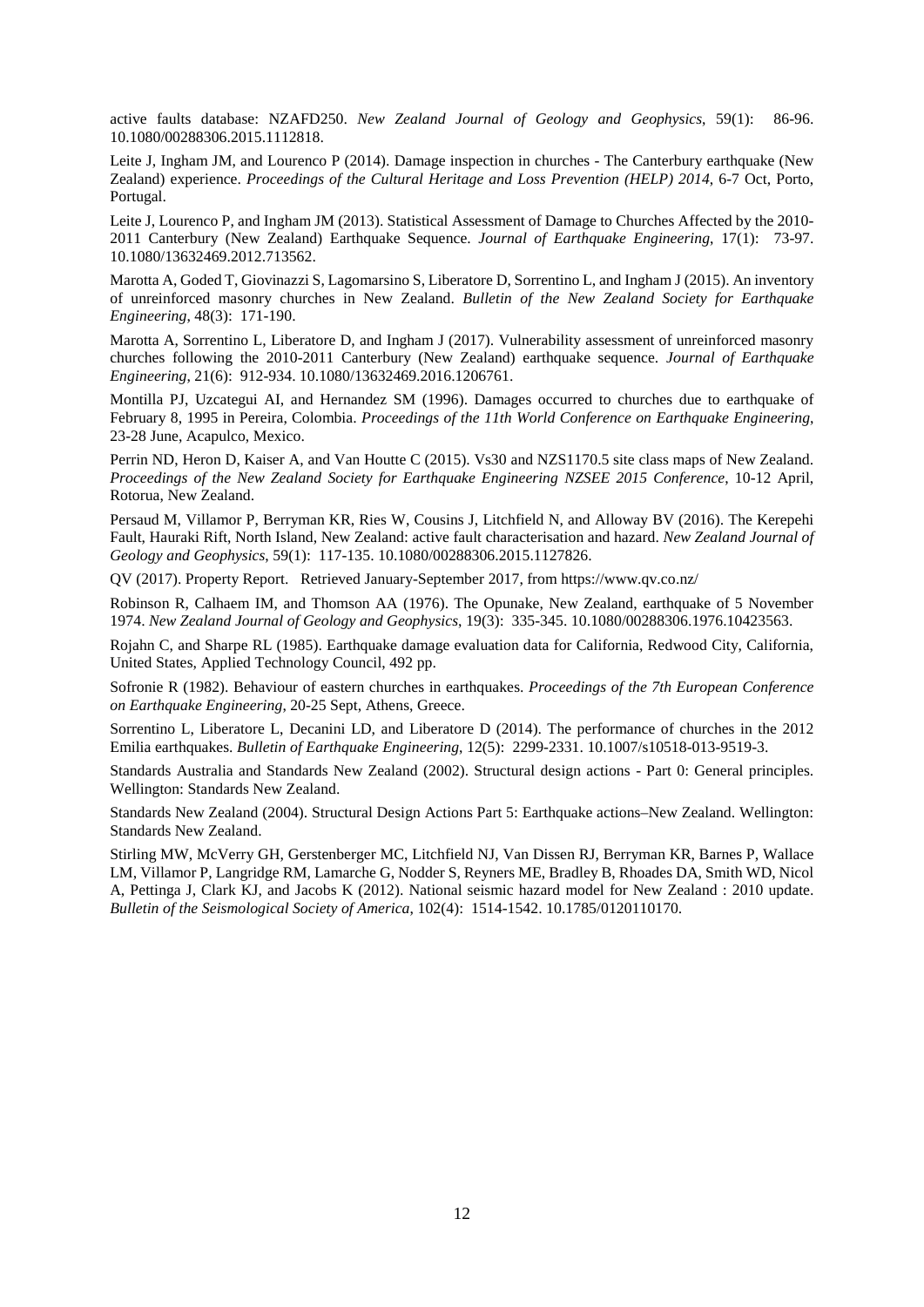active faults database: NZAFD250. *New Zealand Journal of Geology and Geophysics*, 59(1): 86-96. 10.1080/00288306.2015.1112818.

Leite J, Ingham JM, and Lourenco P (2014). Damage inspection in churches - The Canterbury earthquake (New Zealand) experience. *Proceedings of the Cultural Heritage and Loss Prevention (HELP) 2014*, 6-7 Oct, Porto, Portugal.

Leite J, Lourenco P, and Ingham JM (2013). Statistical Assessment of Damage to Churches Affected by the 2010-2011 Canterbury (New Zealand) Earthquake Sequence. *Journal of Earthquake Engineering*, 17(1): 73-97. 10.1080/13632469.2012.713562.

Marotta A, Goded T, Giovinazzi S, Lagomarsino S, Liberatore D, Sorrentino L, and Ingham J (2015). An inventory of unreinforced masonry churches in New Zealand. *Bulletin of the New Zealand Society for Earthquake Engineering*, 48(3): 171-190.

Marotta A, Sorrentino L, Liberatore D, and Ingham J (2017). Vulnerability assessment of unreinforced masonry churches following the 2010-2011 Canterbury (New Zealand) earthquake sequence. *Journal of Earthquake Engineering*, 21(6): 912-934. 10.1080/13632469.2016.1206761.

Montilla PJ, Uzcategui AI, and Hernandez SM (1996). Damages occurred to churches due to earthquake of February 8, 1995 in Pereira, Colombia. *Proceedings of the 11th World Conference on Earthquake Engineering*, 23-28 June, Acapulco, Mexico.

Perrin ND, Heron D, Kaiser A, and Van Houtte C (2015). Vs30 and NZS1170.5 site class maps of New Zealand. *Proceedings of the New Zealand Society for Earthquake Engineering NZSEE 2015 Conference*, 10-12 April, Rotorua, New Zealand.

Persaud M, Villamor P, Berryman KR, Ries W, Cousins J, Litchfield N, and Alloway BV (2016). The Kerepehi Fault, Hauraki Rift, North Island, New Zealand: active fault characterisation and hazard. *New Zealand Journal of Geology and Geophysics*, 59(1): 117-135. 10.1080/00288306.2015.1127826.

QV (2017). Property Report. Retrieved January-September 2017, from https://www.qv.co.nz/

Robinson R, Calhaem IM, and Thomson AA (1976). The Opunake, New Zealand, earthquake of 5 November 1974. *New Zealand Journal of Geology and Geophysics*, 19(3): 335-345. 10.1080/00288306.1976.10423563.

Rojahn C, and Sharpe RL (1985). Earthquake damage evaluation data for California, Redwood City, California, United States, Applied Technology Council, 492 pp.

Sofronie R (1982). Behaviour of eastern churches in earthquakes. *Proceedings of the 7th European Conference on Earthquake Engineering*, 20-25 Sept, Athens, Greece.

Sorrentino L, Liberatore L, Decanini LD, and Liberatore D (2014). The performance of churches in the 2012 Emilia earthquakes. *Bulletin of Earthquake Engineering*, 12(5): 2299-2331. 10.1007/s10518-013-9519-3.

Standards Australia and Standards New Zealand (2002). Structural design actions - Part 0: General principles. Wellington: Standards New Zealand.

Standards New Zealand (2004). Structural Design Actions Part 5: Earthquake actions–New Zealand. Wellington: Standards New Zealand.

Stirling MW, McVerry GH, Gerstenberger MC, Litchfield NJ, Van Dissen RJ, Berryman KR, Barnes P, Wallace LM, Villamor P, Langridge RM, Lamarche G, Nodder S, Reyners ME, Bradley B, Rhoades DA, Smith WD, Nicol A, Pettinga J, Clark KJ, and Jacobs K (2012). National seismic hazard model for New Zealand : 2010 update. *Bulletin of the Seismological Society of America*, 102(4): 1514-1542. 10.1785/0120110170.